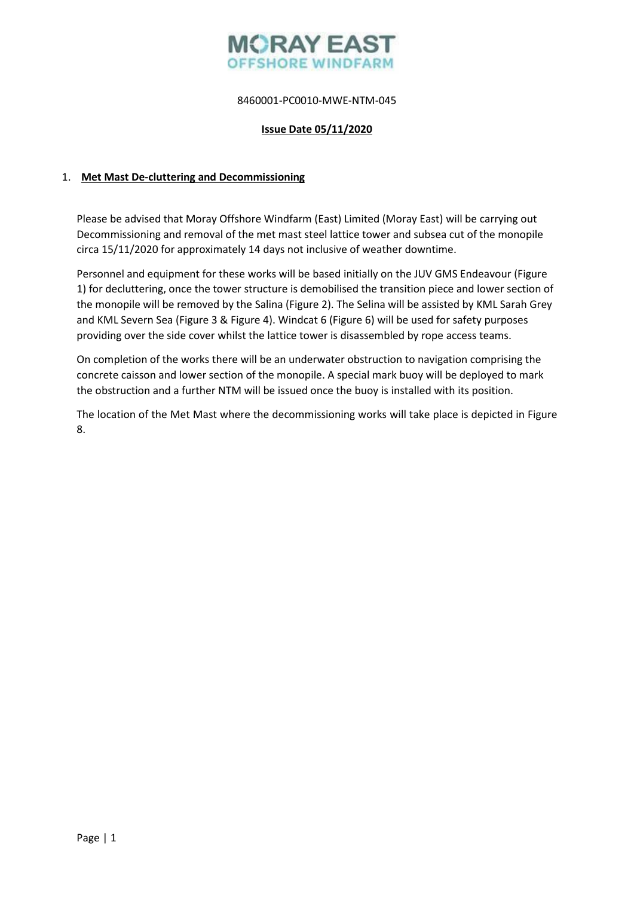MORAY EAST
OFFSHORE WINDFARM

8460001-PC0010-MWE-NTM-045

**Issue Date 05/11/2020**

## 1. **Met Mast De-cluttering and Decommissioning**

Please be advised that Moray Offshore Windfarm (East) Limited (Moray East) will be carrying out Decommissioning and removal of the met mast steel lattice tower and subsea cut of the monopile circa 15/11/2020 for approximately 14 days not inclusive of weather downtime.

Personnel and equipment for these works will be based initially on the JUV GMS Endeavour (Figure 1) for decluttering, once the tower structure is demobilised the transition piece and lower section of the monopile will be removed by the Salina (Figure 2). The Selina will be assisted by KML Sarah Grey and KML Severn Sea (Figure 3 & Figure 4). Windcat 6 (Figure 6) will be used for safety purposes providing over the side cover whilst the lattice tower is disassembled by rope access teams.

On completion of the works there will be an underwater obstruction to navigation comprising the concrete caisson and lower section of the monopile. A special mark buoy will be deployed to mark the obstruction and a further NTM will be issued once the buoy is installed with its position.

The location of the Met Mast where the decommissioning works will take place is depicted in Figure 8.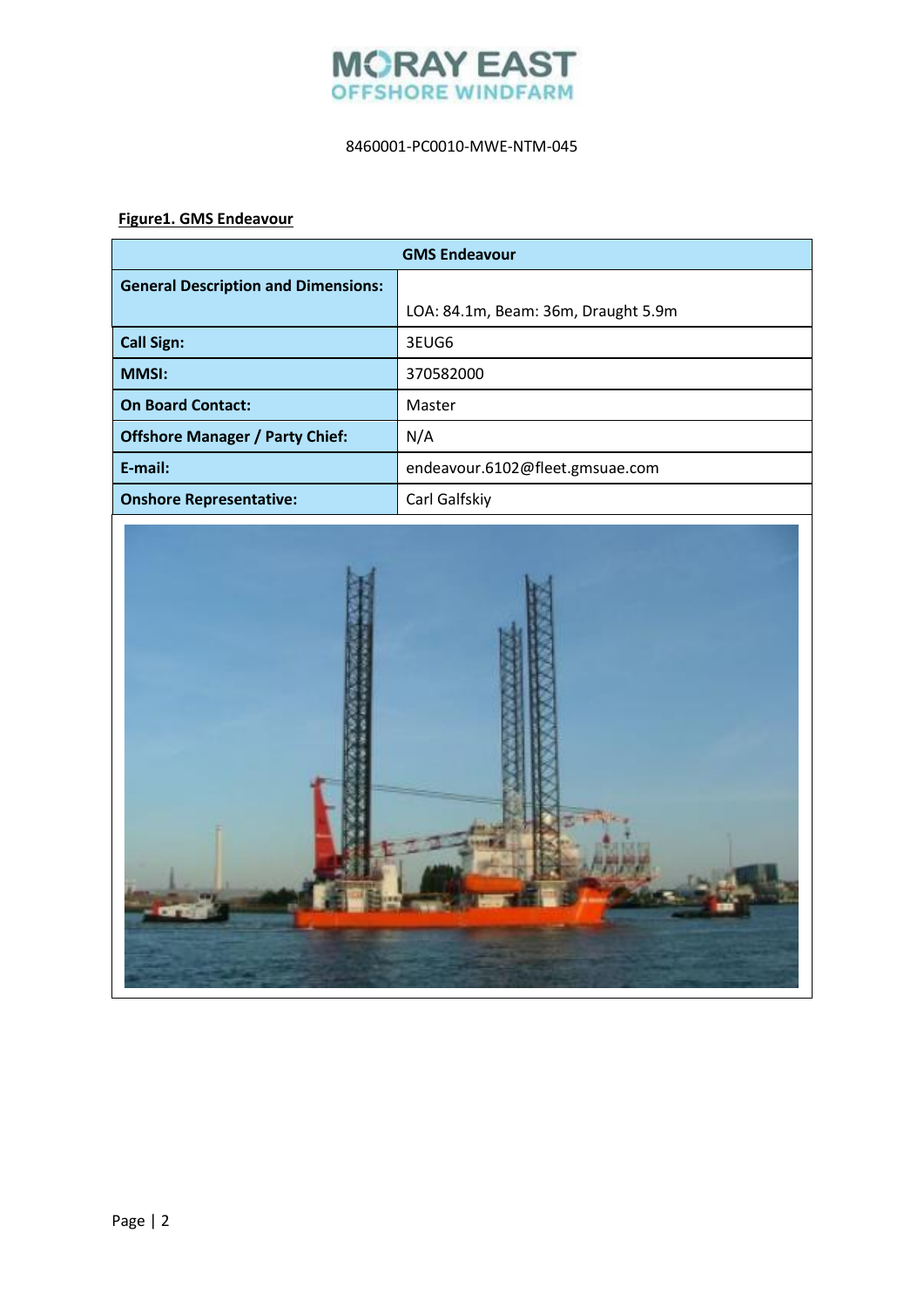8460001-PC0010-MWE-NTM-045

**Figure1. GMS Endeavour**

| GMS Endeavour | |
|---|---|
| **General Description and Dimensions:** | LOA: 84.1m, Beam: 36m, Draught 5.9m |
| **Call Sign:** | 3EUG6 |
| **MMSI:** | 370582000 |
| **On Board Contact:** | Master |
| **Offshore Manager / Party Chief:** | N/A |
| **E-mail:** | endeavour.6102@fleet.gmsuae.com |
| **Onshore Representative:** | Carl Galfskiy |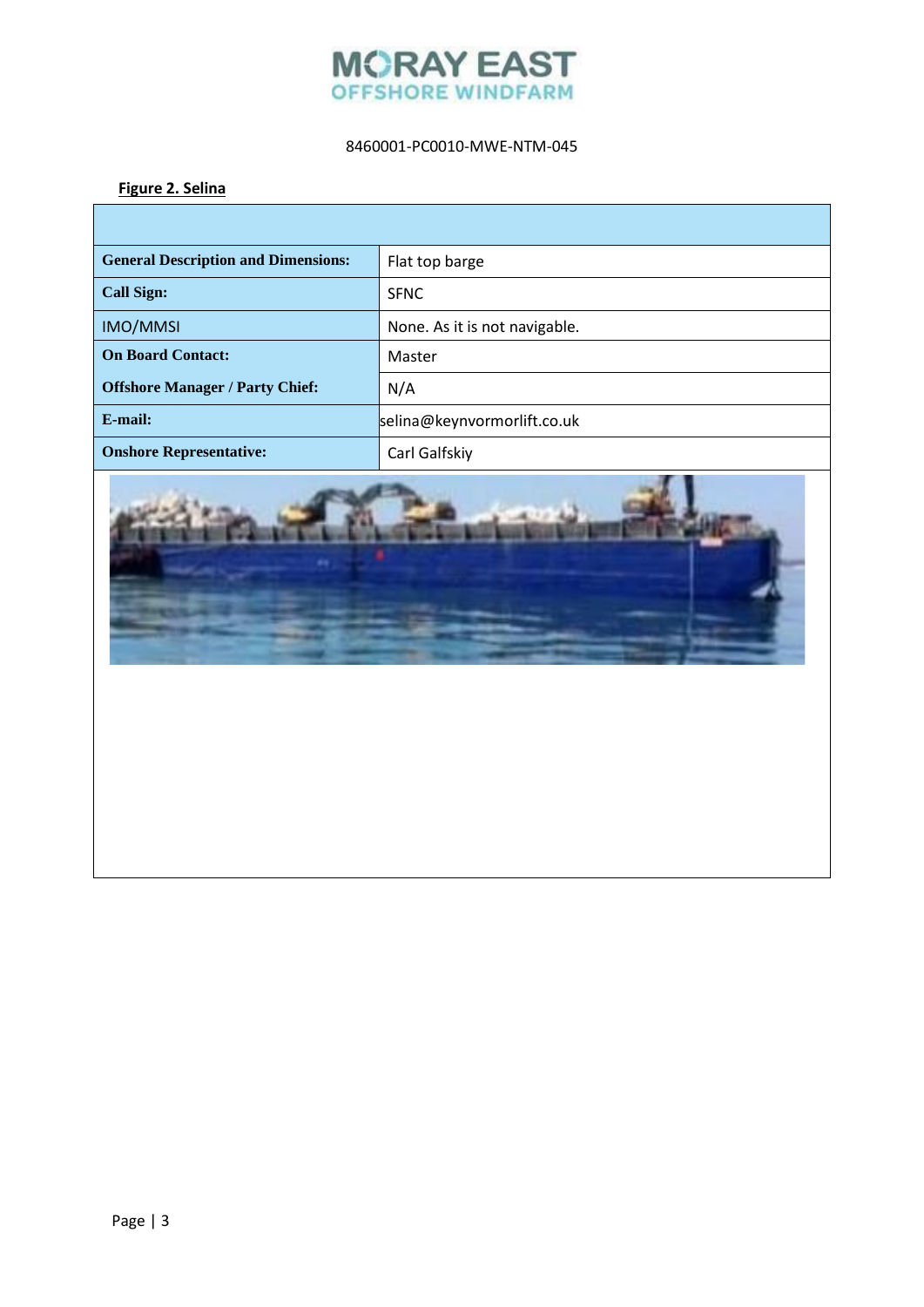8460001-PC0010-MWE-NTM-045

**Figure 2. Selina**

| | |
|---|---|
| **General Description and Dimensions:** | Flat top barge |
| **Call Sign:** | SFNC |
| IMO/MMSI | None. As it is not navigable. |
| **On Board Contact:** | Master |
| **Offshore Manager / Party Chief:** | N/A |
| **E-mail:** | selina@keynvormorlift.co.uk |
| **Onshore Representative:** | Carl Galfskiy |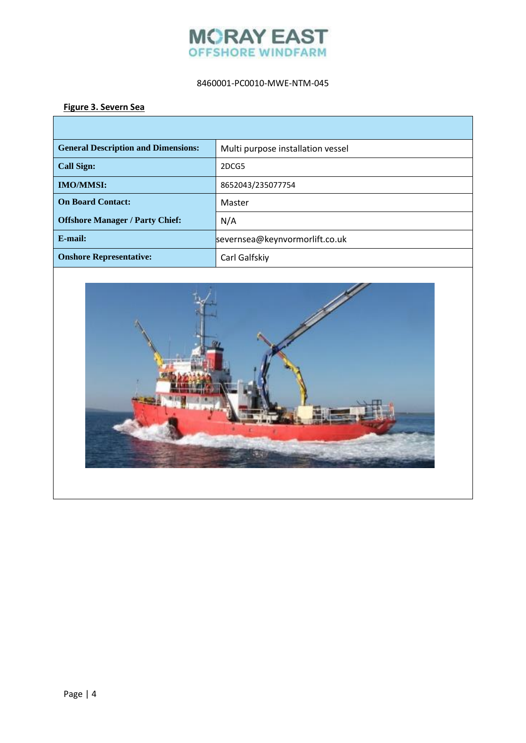8460001-PC0010-MWE-NTM-045

**Figure 3. Severn Sea**

| | |
|---|---|
| **General Description and Dimensions:** | Multi purpose installation vessel |
| **Call Sign:** | 2DCG5 |
| **IMO/MMSI:** | 8652043/235077754 |
| **On Board Contact:** | Master |
| **Offshore Manager / Party Chief:** | N/A |
| **E-mail:** | severnsea@keynvormorlift.co.uk |
| **Onshore Representative:** | Carl Galfskiy |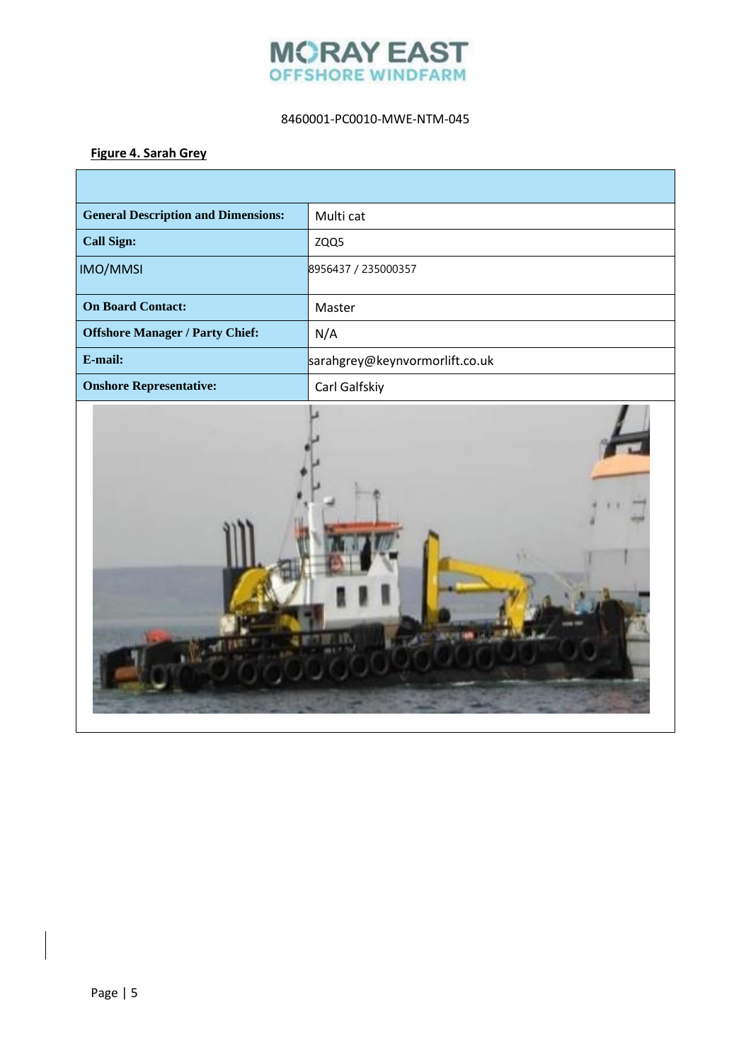8460001-PC0010-MWE-NTM-045

**Figure 4. Sarah Grey**

| | |
|---|---|
| **General Description and Dimensions:** | Multi cat |
| **Call Sign:** | ZQQ5 |
| IMO/MMSI | 8956437 / 235000357 |
| **On Board Contact:** | Master |
| **Offshore Manager / Party Chief:** | N/A |
| **E-mail:** | sarahgrey@keynvormorlift.co.uk |
| **Onshore Representative:** | Carl Galfskiy |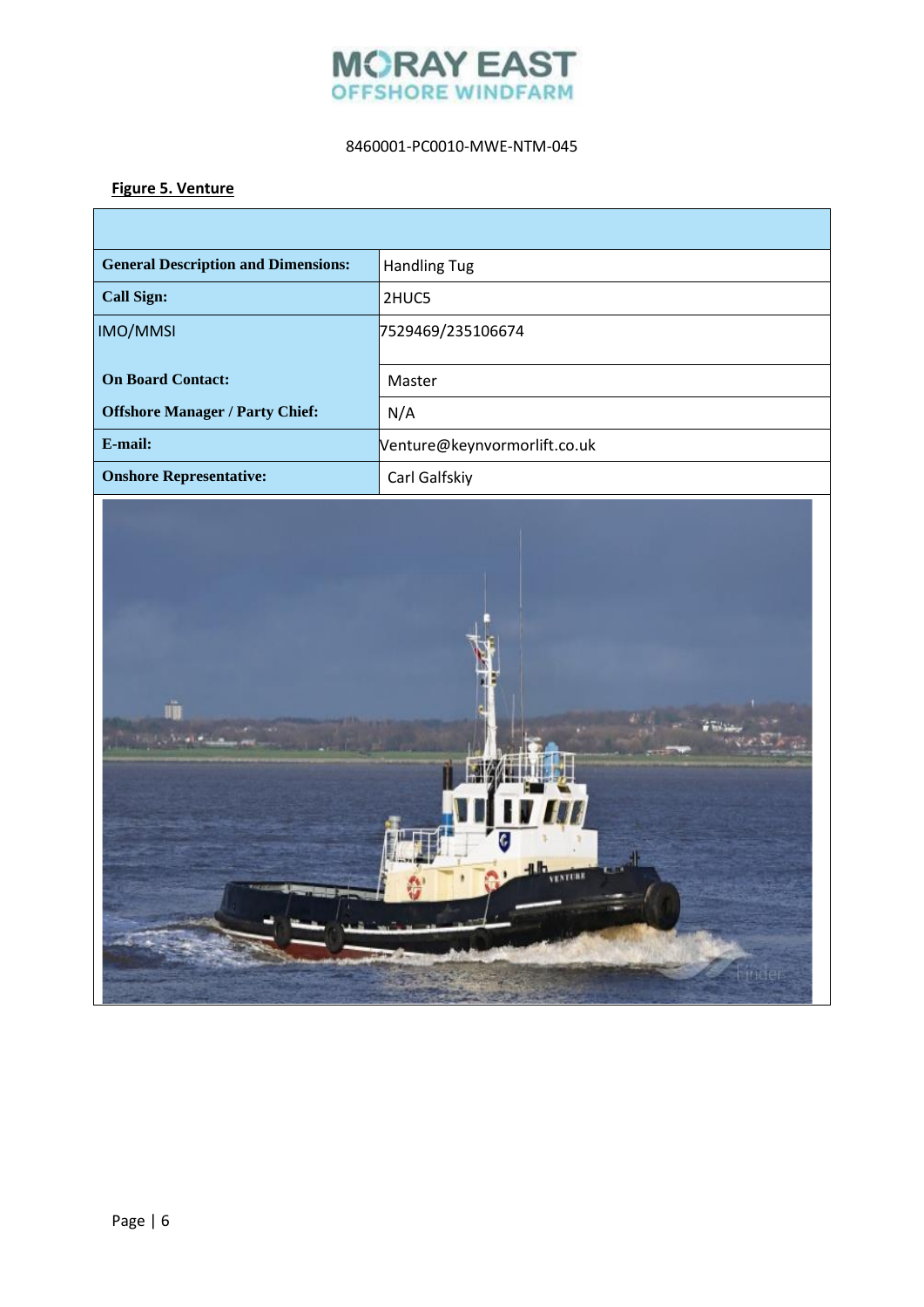8460001-PC0010-MWE-NTM-045

**Figure 5. Venture**

| | |
|---|---|
| **General Description and Dimensions:** | Handling Tug |
| **Call Sign:** | 2HUC5 |
| IMO/MMSI | 7529469/235106674 |
| **On Board Contact:** | Master |
| **Offshore Manager / Party Chief:** | N/A |
| **E-mail:** | Venture@keynvormorlift.co.uk |
| **Onshore Representative:** | Carl Galfskiy |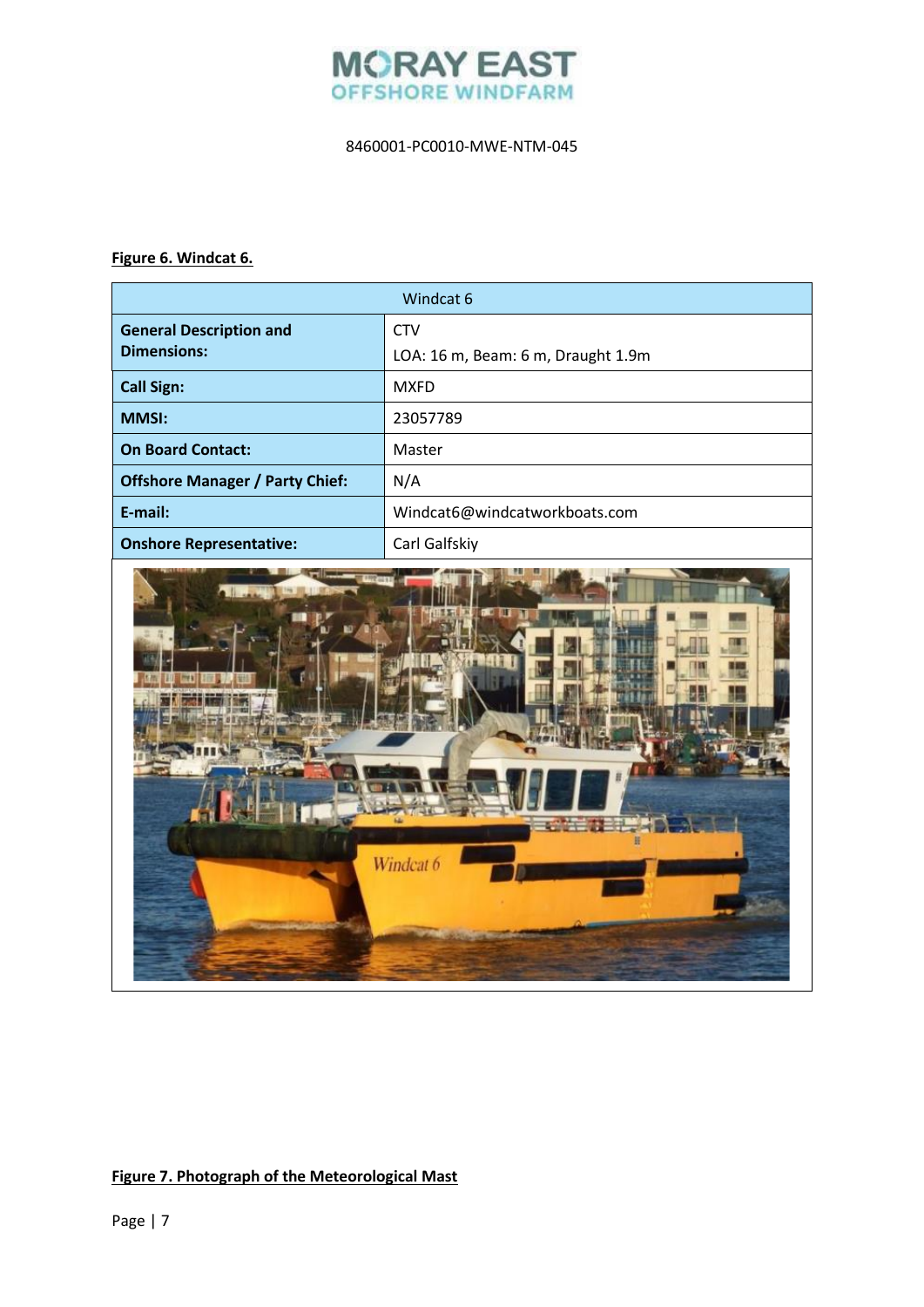**Figure 6. Windcat 6.**

| Windcat 6 | |
|---|---|
| **General Description and Dimensions:** | CTV<br>LOA: 16 m, Beam: 6 m, Draught 1.9m |
| **Call Sign:** | MXFD |
| **MMSI:** | 23057789 |
| **On Board Contact:** | Master |
| **Offshore Manager / Party Chief:** | N/A |
| **E-mail:** | Windcat6@windcatworkboats.com |
| **Onshore Representative:** | Carl Galfskiy |

**Figure 7. Photograph of the Meteorological Mast**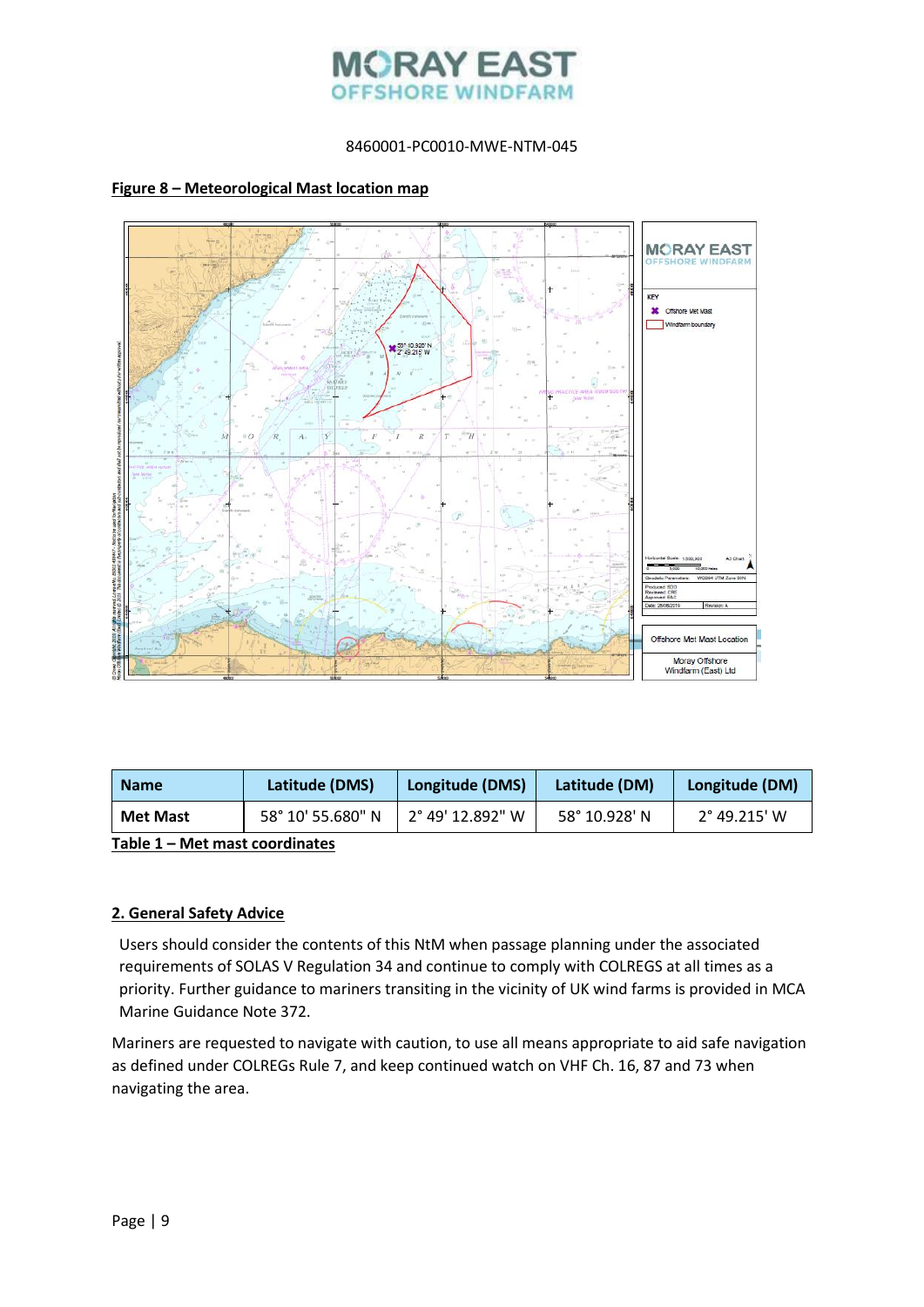**Figure 8 – Meteorological Mast location map**

| Name | Latitude (DMS) | Longitude (DMS) | Latitude (DM) | Longitude (DM) |
|---|---|---|---|---|
| Met Mast | 58° 10' 55.680" N | 2° 49' 12.892" W | 58° 10.928' N | 2° 49.215' W |

**Table 1 – Met mast coordinates**

## 2. General Safety Advice

Users should consider the contents of this NtM when passage planning under the associated requirements of SOLAS V Regulation 34 and continue to comply with COLREGS at all times as a priority. Further guidance to mariners transiting in the vicinity of UK wind farms is provided in MCA Marine Guidance Note 372.

Mariners are requested to navigate with caution, to use all means appropriate to aid safe navigation as defined under COLREGs Rule 7, and keep continued watch on VHF Ch. 16, 87 and 73 when navigating the area.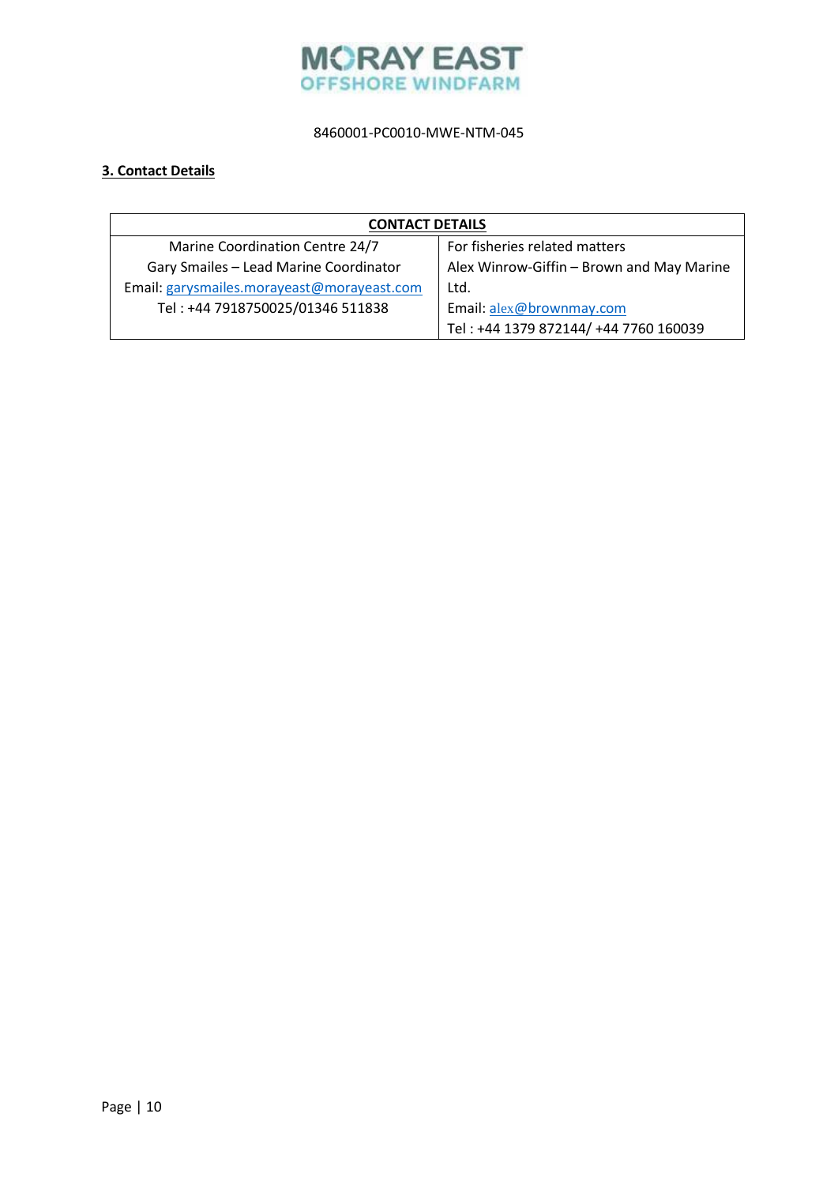8460001-PC0010-MWE-NTM-045

## 3. Contact Details

| CONTACT DETAILS | |
|---|---|
| Marine Coordination Centre 24/7<br>Gary Smailes – Lead Marine Coordinator<br>Email: garysmailes.morayeast@morayeast.com<br>Tel : +44 7918750025/01346 511838 | For fisheries related matters<br>Alex Winrow-Giffin – Brown and May Marine Ltd.<br>Email: alex@brownmay.com<br>Tel : +44 1379 872144/ +44 7760 160039 |